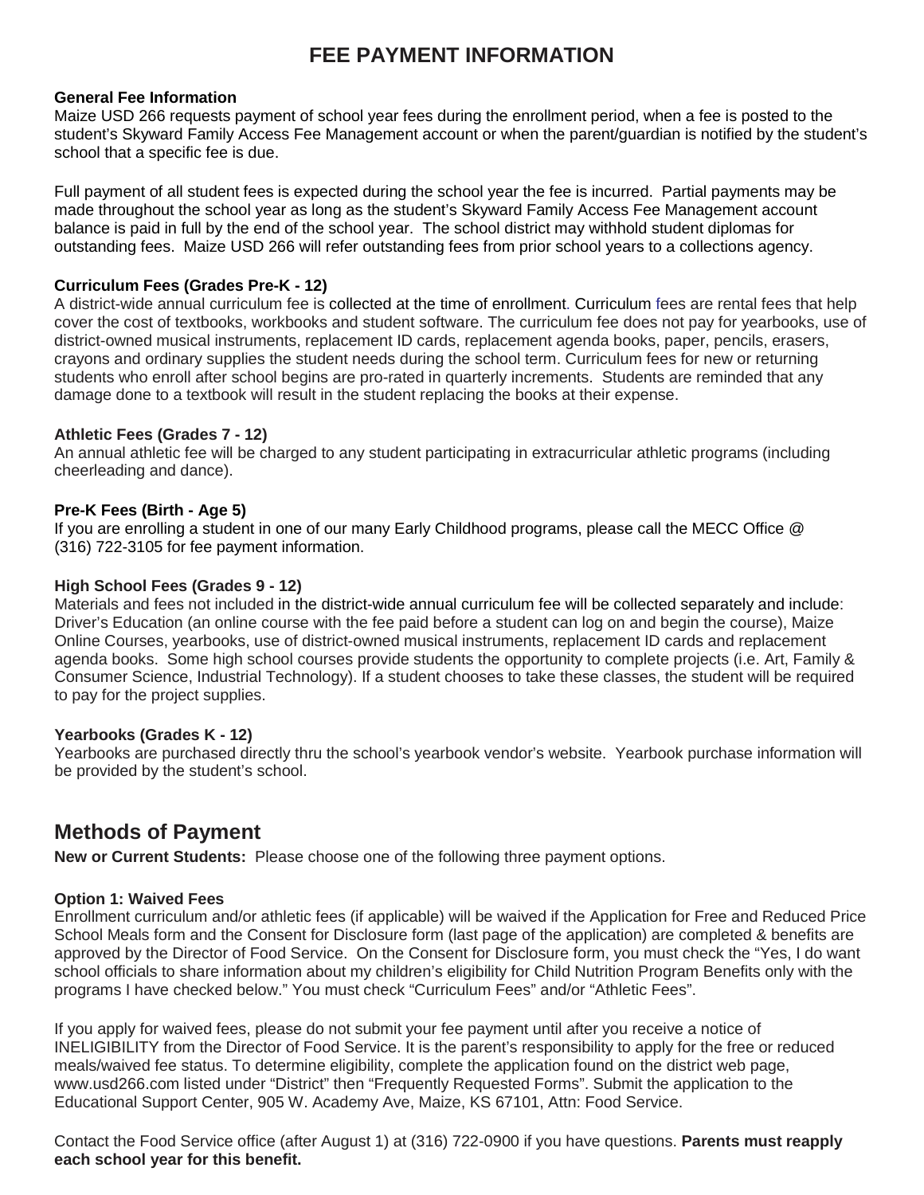# FEE PAYMENT INFORMATION

**General Fee Information**
Maize USD 266 requests payment of school year fees during the enrollment period, when a fee is posted to the student's Skyward Family Access Fee Management account or when the parent/guardian is notified by the student's school that a specific fee is due.

Full payment of all student fees is expected during the school year the fee is incurred. Partial payments may be made throughout the school year as long as the student's Skyward Family Access Fee Management account balance is paid in full by the end of the school year. The school district may withhold student diplomas for outstanding fees. Maize USD 266 will refer outstanding fees from prior school years to a collections agency.

**Curriculum Fees (Grades Pre-K - 12)**
A district-wide annual curriculum fee is collected at the time of enrollment. Curriculum fees are rental fees that help cover the cost of textbooks, workbooks and student software. The curriculum fee does not pay for yearbooks, use of district-owned musical instruments, replacement ID cards, replacement agenda books, paper, pencils, erasers, crayons and ordinary supplies the student needs during the school term. Curriculum fees for new or returning students who enroll after school begins are pro-rated in quarterly increments. Students are reminded that any damage done to a textbook will result in the student replacing the books at their expense.

**Athletic Fees (Grades 7 - 12)**
An annual athletic fee will be charged to any student participating in extracurricular athletic programs (including cheerleading and dance).

**Pre-K Fees (Birth - Age 5)**
If you are enrolling a student in one of our many Early Childhood programs, please call the MECC Office @ (316) 722-3105 for fee payment information.

**High School Fees (Grades 9 - 12)**
Materials and fees not included in the district-wide annual curriculum fee will be collected separately and include: Driver's Education (an online course with the fee paid before a student can log on and begin the course), Maize Online Courses, yearbooks, use of district-owned musical instruments, replacement ID cards and replacement agenda books. Some high school courses provide students the opportunity to complete projects (i.e. Art, Family & Consumer Science, Industrial Technology). If a student chooses to take these classes, the student will be required to pay for the project supplies.

**Yearbooks (Grades K - 12)**
Yearbooks are purchased directly thru the school's yearbook vendor's website. Yearbook purchase information will be provided by the student's school.

## Methods of Payment

**New or Current Students:** Please choose one of the following three payment options.

**Option 1: Waived Fees**
Enrollment curriculum and/or athletic fees (if applicable) will be waived if the Application for Free and Reduced Price School Meals form and the Consent for Disclosure form (last page of the application) are completed & benefits are approved by the Director of Food Service. On the Consent for Disclosure form, you must check the "Yes, I do want school officials to share information about my children's eligibility for Child Nutrition Program Benefits only with the programs I have checked below." You must check "Curriculum Fees" and/or "Athletic Fees".

If you apply for waived fees, please do not submit your fee payment until after you receive a notice of INELIGIBILITY from the Director of Food Service. It is the parent's responsibility to apply for the free or reduced meals/waived fee status. To determine eligibility, complete the application found on the district web page, www.usd266.com listed under "District" then "Frequently Requested Forms". Submit the application to the Educational Support Center, 905 W. Academy Ave, Maize, KS 67101, Attn: Food Service.

Contact the Food Service office (after August 1) at (316) 722-0900 if you have questions. **Parents must reapply each school year for this benefit.**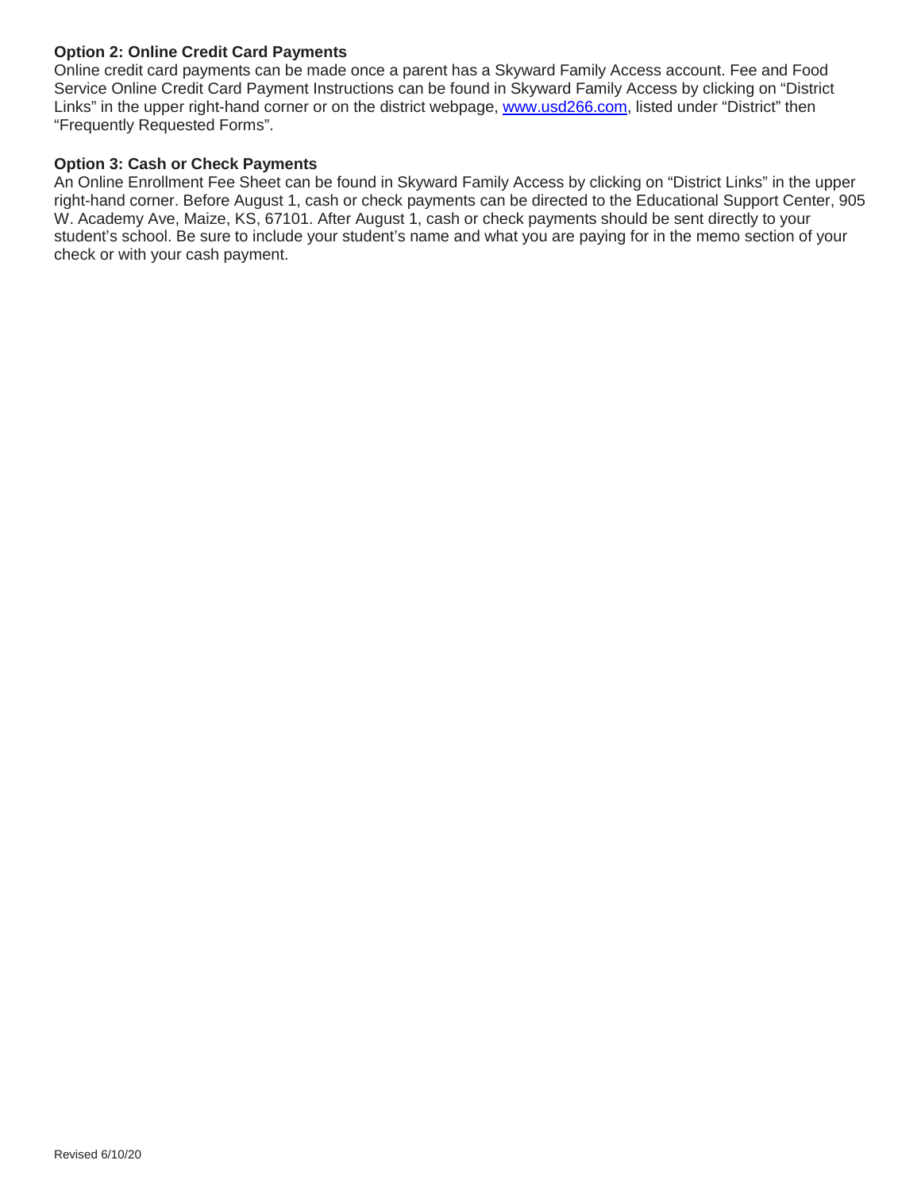**Option 2: Online Credit Card Payments**

Online credit card payments can be made once a parent has a Skyward Family Access account. Fee and Food Service Online Credit Card Payment Instructions can be found in Skyward Family Access by clicking on "District Links" in the upper right-hand corner or on the district webpage, www.usd266.com, listed under "District" then "Frequently Requested Forms".

**Option 3: Cash or Check Payments**

An Online Enrollment Fee Sheet can be found in Skyward Family Access by clicking on "District Links" in the upper right-hand corner. Before August 1, cash or check payments can be directed to the Educational Support Center, 905 W. Academy Ave, Maize, KS, 67101. After August 1, cash or check payments should be sent directly to your student's school. Be sure to include your student's name and what you are paying for in the memo section of your check or with your cash payment.

Revised 6/10/20